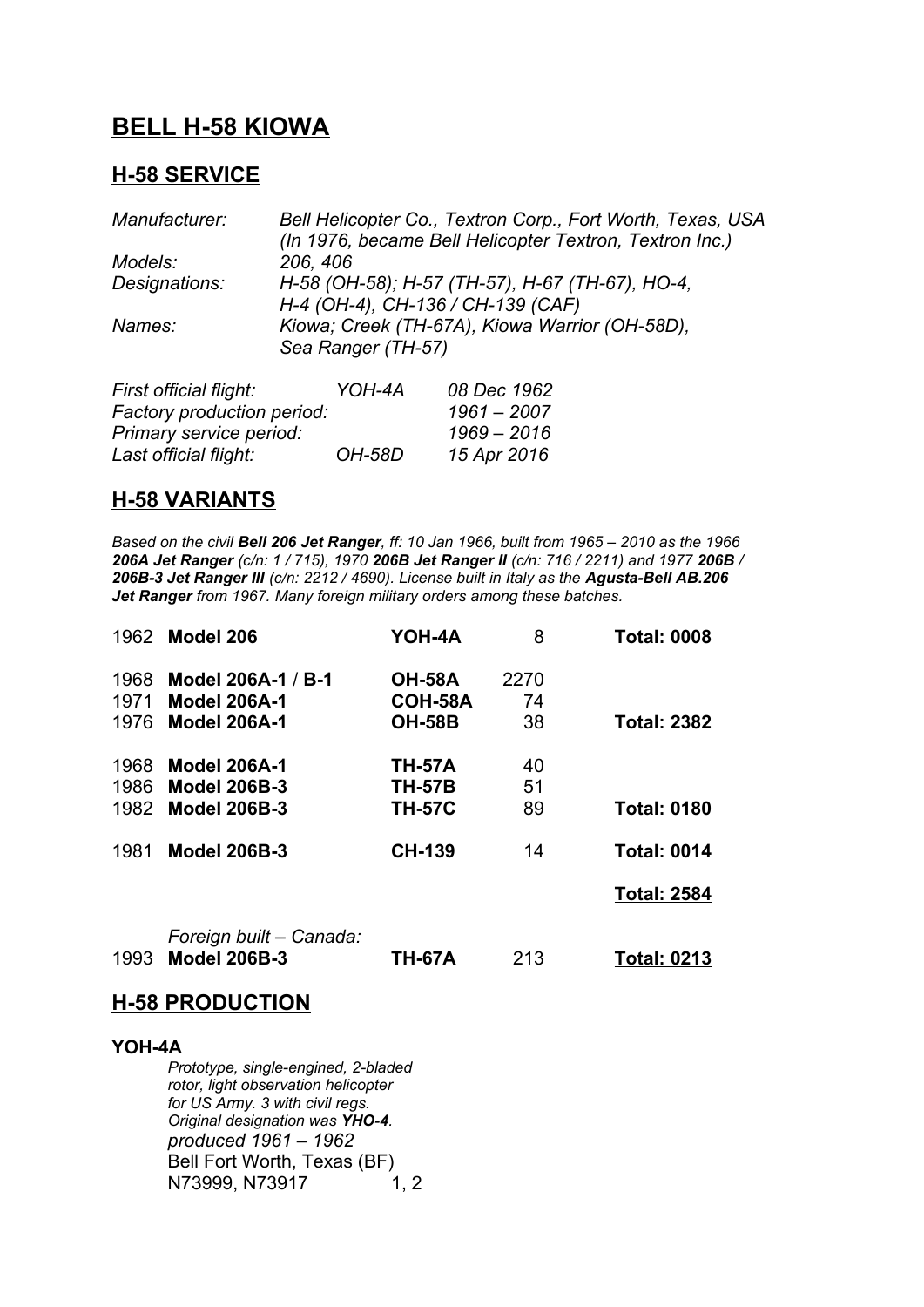# BELL H-58 KIOWA

## H-58 SERVICE

| | |
|---|---|
| *Manufacturer:* | *Bell Helicopter Co., Textron Corp., Fort Worth, Texas, USA (In 1976, became Bell Helicopter Textron, Textron Inc.)* |
| *Models:* | *206, 406* |
| *Designations:* | *H-58 (OH-58); H-57 (TH-57), H-67 (TH-67), HO-4, H-4 (OH-4), CH-136 / CH-139 (CAF)* |
| *Names:* | *Kiowa; Creek (TH-67A), Kiowa Warrior (OH-58D), Sea Ranger (TH-57)* |

| | | |
|---|---|---|
| *First official flight:* | *YOH-4A* | *08 Dec 1962* |
| *Factory production period:* | | *1961 – 2007* |
| *Primary service period:* | | *1969 – 2016* |
| *Last official flight:* | *OH-58D* | *15 Apr 2016* |

## H-58 VARIANTS

*Based on the civil **Bell 206 Jet Ranger**, ff: 10 Jan 1966, built from 1965 – 2010 as the 1966 **206A Jet Ranger** (c/n: 1 / 715), 1970 **206B Jet Ranger II** (c/n: 716 / 2211) and 1977 **206B / 206B-3 Jet Ranger III** (c/n: 2212 / 4690). License built in Italy as the **Agusta-Bell AB.206 Jet Ranger** from 1967. Many foreign military orders among these batches.*

| Year | Model | Designation | Qty | Total |
|---|---|---|---|---|
| 1962 | **Model 206** | **YOH-4A** | 8 | **Total: 0008** |
| 1968 | **Model 206A-1 / B-1** | **OH-58A** | 2270 | |
| 1971 | **Model 206A-1** | **COH-58A** | 74 | |
| 1976 | **Model 206A-1** | **OH-58B** | 38 | **Total: 2382** |
| 1968 | **Model 206A-1** | **TH-57A** | 40 | |
| 1986 | **Model 206B-3** | **TH-57B** | 51 | |
| 1982 | **Model 206B-3** | **TH-57C** | 89 | **Total: 0180** |
| 1981 | **Model 206B-3** | **CH-139** | 14 | **Total: 0014** |
| | | | | **Total: 2584** |
| | *Foreign built – Canada:* | | | |
| 1993 | **Model 206B-3** | **TH-67A** | 213 | **Total: 0213** |

## H-58 PRODUCTION

### YOH-4A

*Prototype, single-engined, 2-bladed rotor, light observation helicopter for US Army. 3 with civil regs. Original designation was **YHO-4**.*
*produced 1961 – 1962*
Bell Fort Worth, Texas (BF)
N73999, N73917 1, 2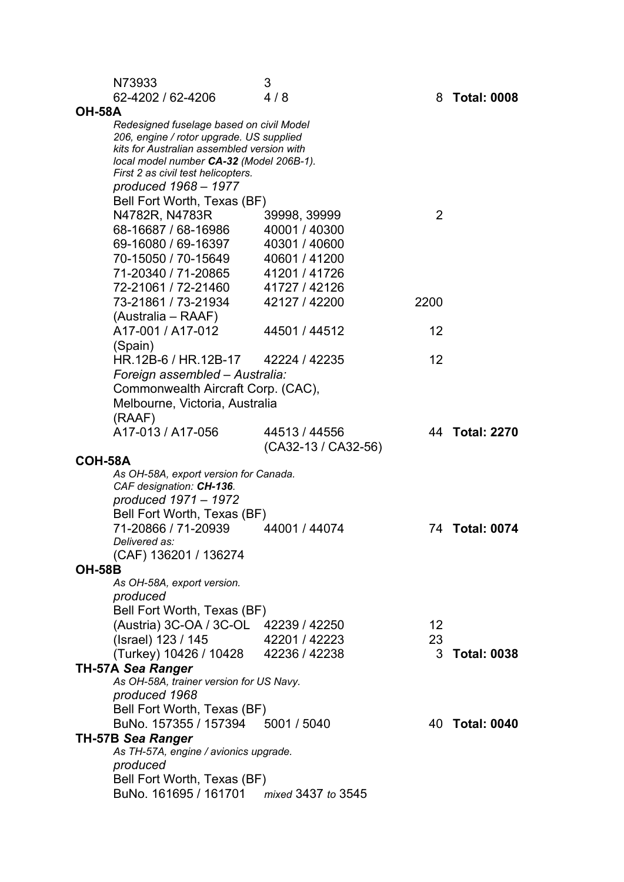| | | | |
|---|---|---|---|
| N73933 | 3 | | |
| 62-4202 / 62-4206 | 4 / 8 | 8 | **Total: 0008** |

**OH-58A**

*Redesigned fuselage based on civil Model 206, engine / rotor upgrade. US supplied kits for Australian assembled version with local model number **CA-32** (Model 206B-1). First 2 as civil test helicopters.*

*produced 1968 – 1977*

Bell Fort Worth, Texas (BF)

| | | | |
|---|---|---|---|
| N4782R, N4783R | 39998, 39999 | 2 | |
| 68-16687 / 68-16986 | 40001 / 40300 | | |
| 69-16080 / 69-16397 | 40301 / 40600 | | |
| 70-15050 / 70-15649 | 40601 / 41200 | | |
| 71-20340 / 71-20865 | 41201 / 41726 | | |
| 72-21061 / 72-21460 | 41727 / 42126 | | |
| 73-21861 / 73-21934 | 42127 / 42200 | 2200 | |
| (Australia – RAAF) | | | |
| A17-001 / A17-012 | 44501 / 44512 | 12 | |
| (Spain) | | | |
| HR.12B-6 / HR.12B-17 | 42224 / 42235 | 12 | |

*Foreign assembled – Australia:*

Commonwealth Aircraft Corp. (CAC), Melbourne, Victoria, Australia

| | | | |
|---|---|---|---|
| (RAAF) | | | |
| A17-013 / A17-056 | 44513 / 44556 (CA32-13 / CA32-56) | 44 | **Total: 2270** |

**COH-58A**

*As OH-58A, export version for Canada. CAF designation: **CH-136**.*

*produced 1971 – 1972*

Bell Fort Worth, Texas (BF)

| | | | |
|---|---|---|---|
| 71-20866 / 71-20939 | 44001 / 44074 | 74 | **Total: 0074** |

*Delivered as:*

(CAF) 136201 / 136274

**OH-58B**

*As OH-58A, export version.*

*produced*

Bell Fort Worth, Texas (BF)

| | | | |
|---|---|---|---|
| (Austria) 3C-OA / 3C-OL | 42239 / 42250 | 12 | |
| (Israel) 123 / 145 | 42201 / 42223 | 23 | |
| (Turkey) 10426 / 10428 | 42236 / 42238 | 3 | **Total: 0038** |

**TH-57A *Sea Ranger***

*As OH-58A, trainer version for US Navy.*

*produced 1968*

Bell Fort Worth, Texas (BF)

| | | | |
|---|---|---|---|
| BuNo. 157355 / 157394 | 5001 / 5040 | 40 | **Total: 0040** |

**TH-57B *Sea Ranger***

*As TH-57A, engine / avionics upgrade.*

*produced*

Bell Fort Worth, Texas (BF)

| | | | |
|---|---|---|---|
| BuNo. 161695 / 161701 | *mixed* 3437 *to* 3545 | | |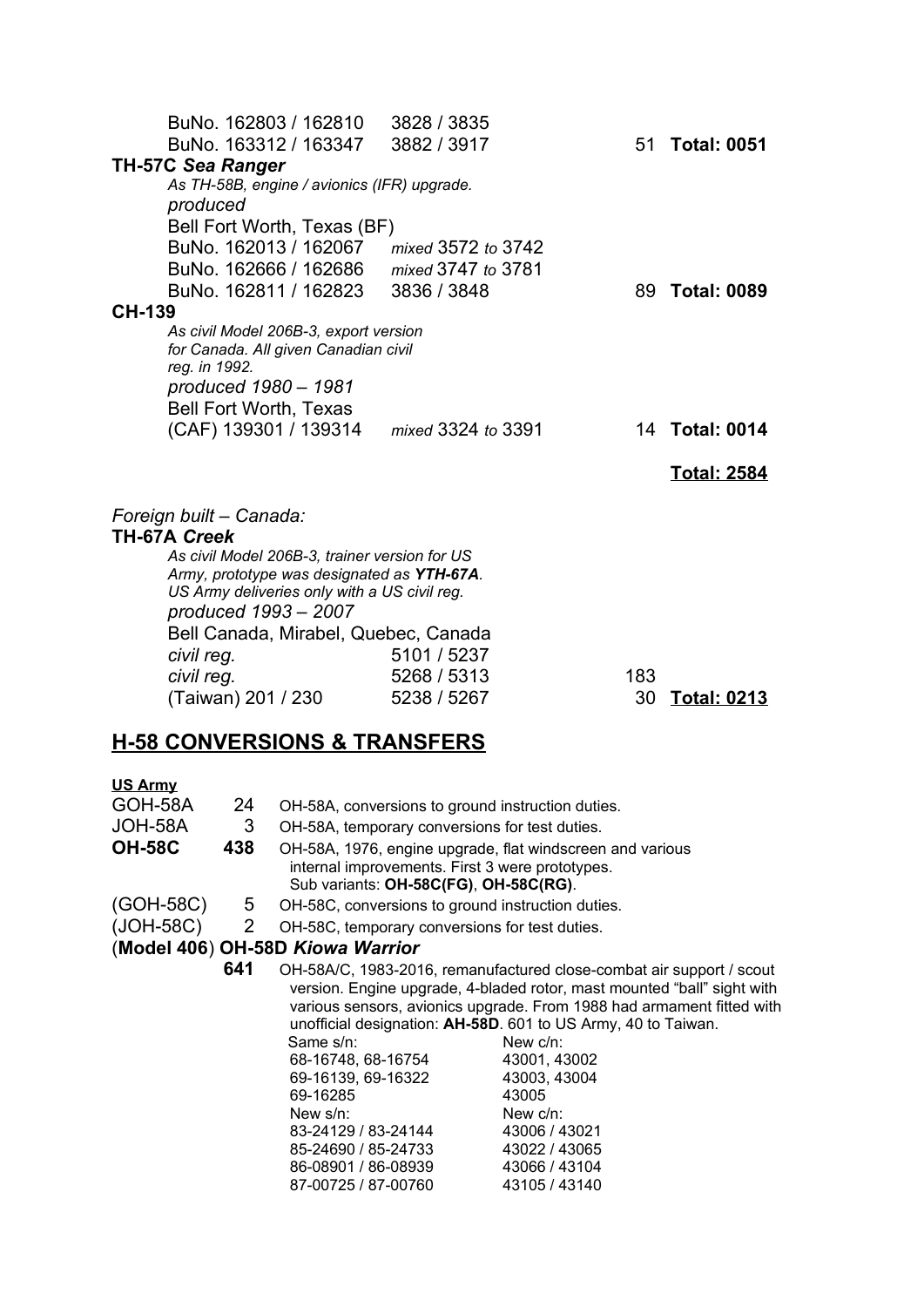| | | | |
|---|---|---|---|
| BuNo. 162803 / 162810 | 3828 / 3835 | | |
| BuNo. 163312 / 163347 | 3882 / 3917 | 51 | **Total: 0051** |

**TH-57C *Sea Ranger***

*As TH-58B, engine / avionics (IFR) upgrade.*

*produced*

Bell Fort Worth, Texas (BF)

| | | | |
|---|---|---|---|
| BuNo. 162013 / 162067 | *mixed* 3572 *to* 3742 | | |
| BuNo. 162666 / 162686 | *mixed* 3747 *to* 3781 | | |
| BuNo. 162811 / 162823 | 3836 / 3848 | 89 | **Total: 0089** |

**CH-139**

*As civil Model 206B-3, export version for Canada. All given Canadian civil reg. in 1992.*

*produced 1980 – 1981*

Bell Fort Worth, Texas

| | | | |
|---|---|---|---|
| (CAF) 139301 / 139314 | *mixed* 3324 *to* 3391 | 14 | **Total: 0014** |

**Total: 2584**

*Foreign built – Canada:*

**TH-67A *Creek***

*As civil Model 206B-3, trainer version for US Army, prototype was designated as* ***YTH-67A****. US Army deliveries only with a US civil reg.*

*produced 1993 – 2007*

Bell Canada, Mirabel, Quebec, Canada

| | | | |
|---|---|---|---|
| *civil reg.* | 5101 / 5237 | | |
| *civil reg.* | 5268 / 5313 | 183 | |
| (Taiwan) 201 / 230 | 5238 / 5267 | 30 | **Total: 0213** |

## H-58 CONVERSIONS & TRANSFERS

**US Army**

| | | |
|---|---|---|
| GOH-58A | 24 | OH-58A, conversions to ground instruction duties. |
| JOH-58A | 3 | OH-58A, temporary conversions for test duties. |
| **OH-58C** | **438** | OH-58A, 1976, engine upgrade, flat windscreen and various internal improvements. First 3 were prototypes. Sub variants: **OH-58C(FG)**, **OH-58C(RG)**. |
| (GOH-58C) | 5 | OH-58C, conversions to ground instruction duties. |
| (JOH-58C) | 2 | OH-58C, temporary conversions for test duties. |

(**Model 406**) **OH-58D *Kiowa Warrior***

**641** OH-58A/C, 1983-2016, remanufactured close-combat air support / scout version. Engine upgrade, 4-bladed rotor, mast mounted "ball" sight with various sensors, avionics upgrade. From 1988 had armament fitted with unofficial designation: **AH-58D**. 601 to US Army, 40 to Taiwan.

| Same s/n: | New c/n: |
|---|---|
| 68-16748, 68-16754 | 43001, 43002 |
| 69-16139, 69-16322 | 43003, 43004 |
| 69-16285 | 43005 |
| **New s/n:** | **New c/n:** |
| 83-24129 / 83-24144 | 43006 / 43021 |
| 85-24690 / 85-24733 | 43022 / 43065 |
| 86-08901 / 86-08939 | 43066 / 43104 |
| 87-00725 / 87-00760 | 43105 / 43140 |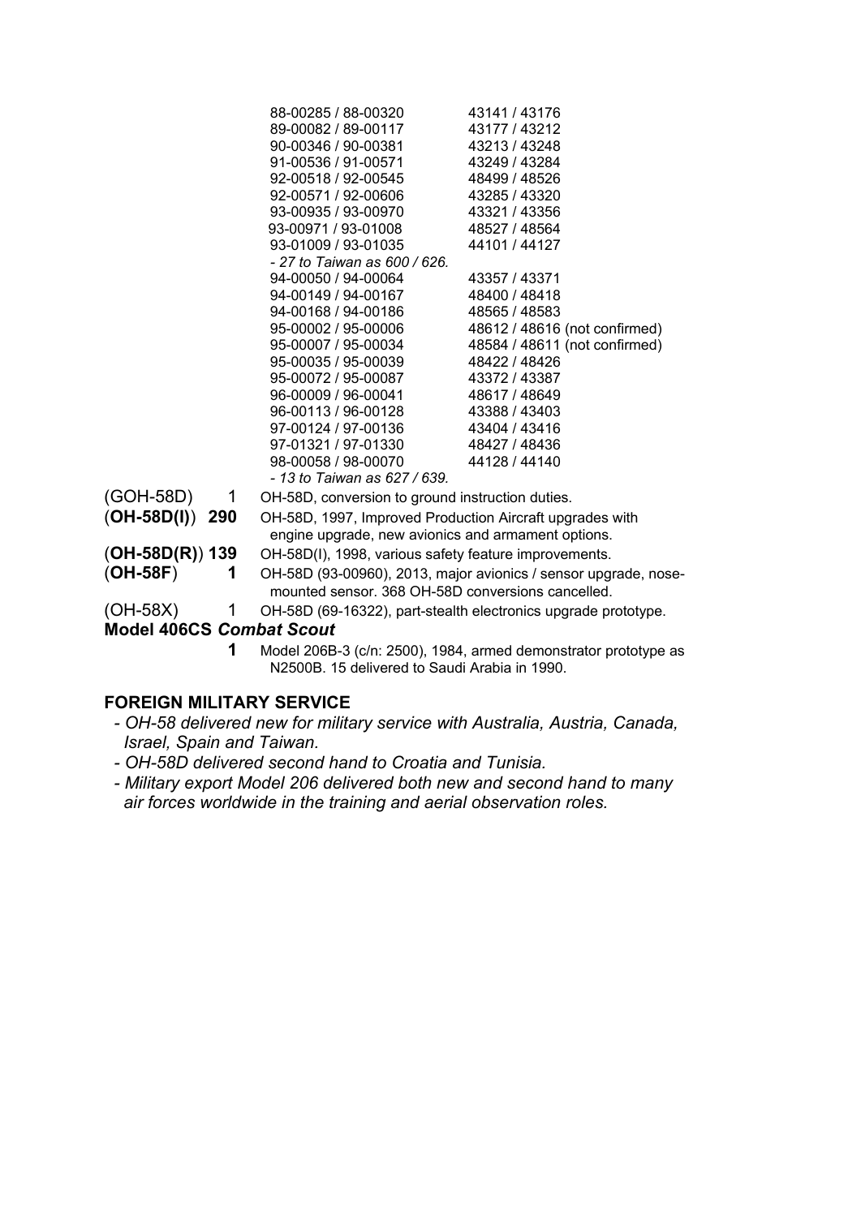| | | |
|---|---|---|
| | 88-00285 / 88-00320 | 43141 / 43176 |
| | 89-00082 / 89-00117 | 43177 / 43212 |
| | 90-00346 / 90-00381 | 43213 / 43248 |
| | 91-00536 / 91-00571 | 43249 / 43284 |
| | 92-00518 / 92-00545 | 48499 / 48526 |
| | 92-00571 / 92-00606 | 43285 / 43320 |
| | 93-00935 / 93-00970 | 43321 / 43356 |
| | 93-00971 / 93-01008 | 48527 / 48564 |
| | 93-01009 / 93-01035 | 44101 / 44127 |
| | *- 27 to Taiwan as 600 / 626.* | |
| | 94-00050 / 94-00064 | 43357 / 43371 |
| | 94-00149 / 94-00167 | 48400 / 48418 |
| | 94-00168 / 94-00186 | 48565 / 48583 |
| | 95-00002 / 95-00006 | 48612 / 48616 (not confirmed) |
| | 95-00007 / 95-00034 | 48584 / 48611 (not confirmed) |
| | 95-00035 / 95-00039 | 48422 / 48426 |
| | 95-00072 / 95-00087 | 43372 / 43387 |
| | 96-00009 / 96-00041 | 48617 / 48649 |
| | 96-00113 / 96-00128 | 43388 / 43403 |
| | 97-00124 / 97-00136 | 43404 / 43416 |
| | 97-01321 / 97-01330 | 48427 / 48436 |
| | 98-00058 / 98-00070 | 44128 / 44140 |
| | *- 13 to Taiwan as 627 / 639.* | |

(GOH-58D) 1 OH-58D, conversion to ground instruction duties.

(**OH-58D(I)**) **290** OH-58D, 1997, Improved Production Aircraft upgrades with engine upgrade, new avionics and armament options.

(**OH-58D(R)**) **139** OH-58D(I), 1998, various safety feature improvements.

(**OH-58F**) **1** OH-58D (93-00960), 2013, major avionics / sensor upgrade, nose-mounted sensor. 368 OH-58D conversions cancelled.

(OH-58X) 1 OH-58D (69-16322), part-stealth electronics upgrade prototype.

**Model 406CS *Combat Scout***

**1** Model 206B-3 (c/n: 2500), 1984, armed demonstrator prototype as N2500B. 15 delivered to Saudi Arabia in 1990.

## FOREIGN MILITARY SERVICE

- *OH-58 delivered new for military service with Australia, Austria, Canada, Israel, Spain and Taiwan.*
- *OH-58D delivered second hand to Croatia and Tunisia.*
- *Military export Model 206 delivered both new and second hand to many air forces worldwide in the training and aerial observation roles.*